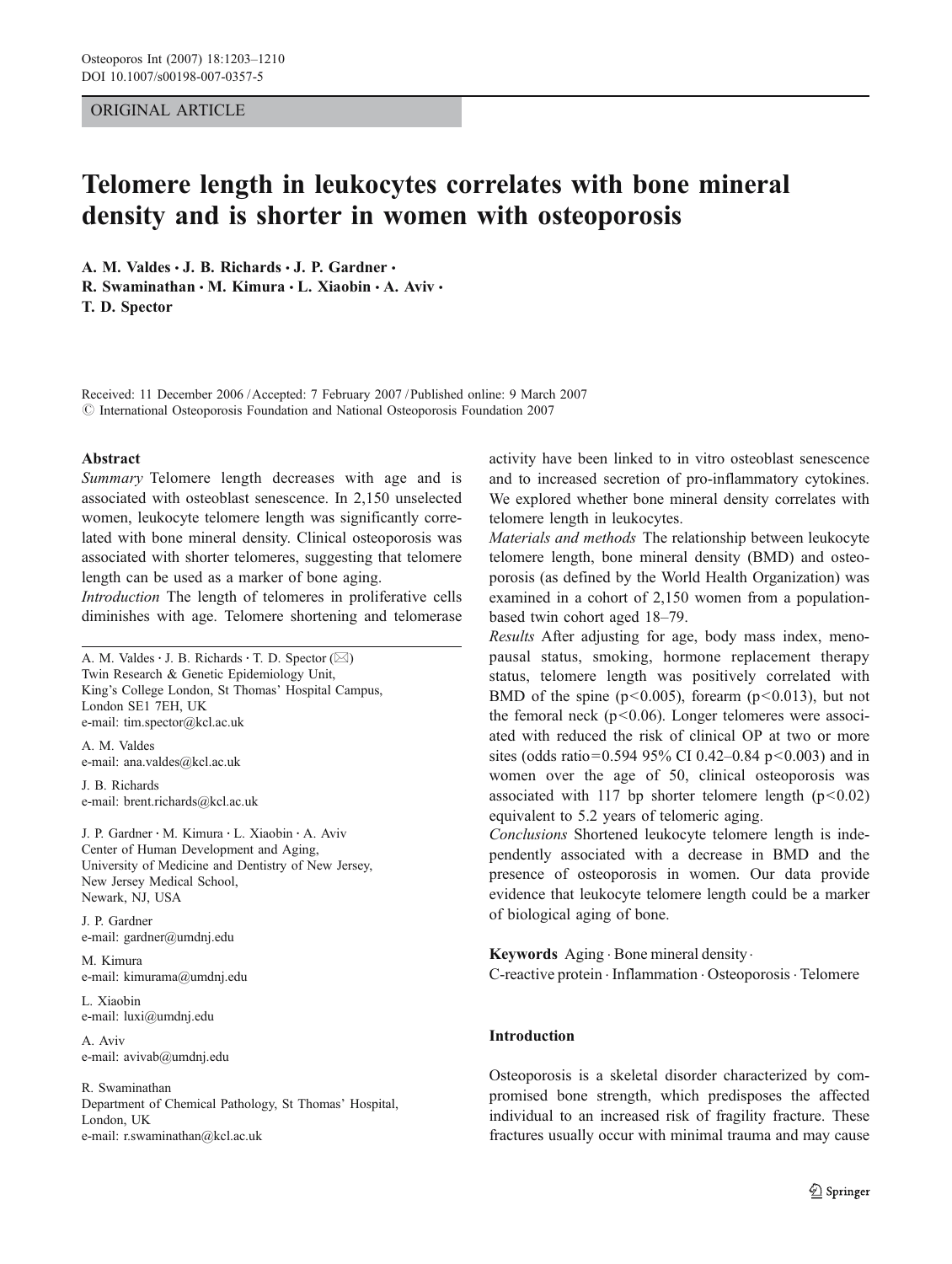ORIGINAL ARTICLE

# Telomere length in leukocytes correlates with bone mineral density and is shorter in women with osteoporosis

A. M. Valdes · J. B. Richards · J. P. Gardner · R. Swaminathan · M. Kimura · L. Xiaobin · A. Aviv · T. D. Spector

Received: 11 December 2006 / Accepted: 7 February 2007 / Published online: 9 March 2007
© International Osteoporosis Foundation and National Osteoporosis Foundation 2007

## Abstract

*Summary* Telomere length decreases with age and is associated with osteoblast senescence. In 2,150 unselected women, leukocyte telomere length was significantly correlated with bone mineral density. Clinical osteoporosis was associated with shorter telomeres, suggesting that telomere length can be used as a marker of bone aging.

*Introduction* The length of telomeres in proliferative cells diminishes with age. Telomere shortening and telomerase activity have been linked to in vitro osteoblast senescence and to increased secretion of pro-inflammatory cytokines. We explored whether bone mineral density correlates with telomere length in leukocytes.

*Materials and methods* The relationship between leukocyte telomere length, bone mineral density (BMD) and osteoporosis (as defined by the World Health Organization) was examined in a cohort of 2,150 women from a population-based twin cohort aged 18–79.

*Results* After adjusting for age, body mass index, menopausal status, smoking, hormone replacement therapy status, telomere length was positively correlated with BMD of the spine ($p<0.005$), forearm ($p<0.013$), but not the femoral neck ($p<0.06$). Longer telomeres were associated with reduced the risk of clinical OP at two or more sites (odds ratio=0.594 95% CI 0.42–0.84 $p<0.003$) and in women over the age of 50, clinical osteoporosis was associated with 117 bp shorter telomere length ($p<0.02$) equivalent to 5.2 years of telomeric aging.

*Conclusions* Shortened leukocyte telomere length is independently associated with a decrease in BMD and the presence of osteoporosis in women. Our data provide evidence that leukocyte telomere length could be a marker of biological aging of bone.

**Keywords** Aging · Bone mineral density · C-reactive protein · Inflammation · Osteoporosis · Telomere

A. M. Valdes · J. B. Richards · T. D. Spector (✉)
Twin Research & Genetic Epidemiology Unit, King's College London, St Thomas' Hospital Campus, London SE1 7EH, UK
e-mail: tim.spector@kcl.ac.uk

A. M. Valdes
e-mail: ana.valdes@kcl.ac.uk

J. B. Richards
e-mail: brent.richards@kcl.ac.uk

J. P. Gardner · M. Kimura · L. Xiaobin · A. Aviv
Center of Human Development and Aging, University of Medicine and Dentistry of New Jersey, New Jersey Medical School, Newark, NJ, USA

J. P. Gardner
e-mail: gardner@umdnj.edu

M. Kimura
e-mail: kimurama@umdnj.edu

L. Xiaobin
e-mail: luxi@umdnj.edu

A. Aviv
e-mail: avivab@umdnj.edu

R. Swaminathan
Department of Chemical Pathology, St Thomas' Hospital, London, UK
e-mail: r.swaminathan@kcl.ac.uk

## Introduction

Osteoporosis is a skeletal disorder characterized by compromised bone strength, which predisposes the affected individual to an increased risk of fragility fracture. These fractures usually occur with minimal trauma and may cause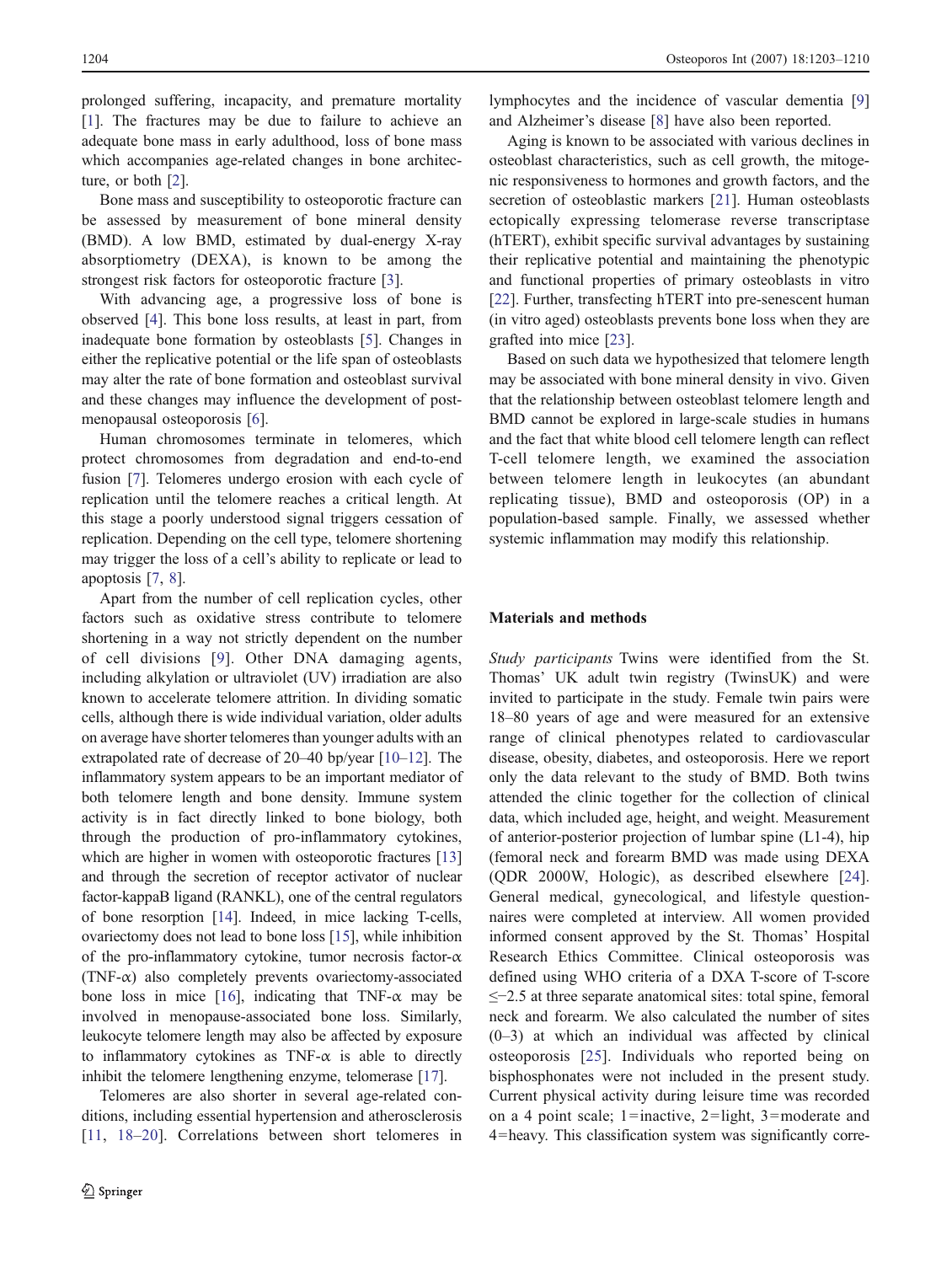prolonged suffering, incapacity, and premature mortality [1]. The fractures may be due to failure to achieve an adequate bone mass in early adulthood, loss of bone mass which accompanies age-related changes in bone architecture, or both [2].

Bone mass and susceptibility to osteoporotic fracture can be assessed by measurement of bone mineral density (BMD). A low BMD, estimated by dual-energy X-ray absorptiometry (DEXA), is known to be among the strongest risk factors for osteoporotic fracture [3].

With advancing age, a progressive loss of bone is observed [4]. This bone loss results, at least in part, from inadequate bone formation by osteoblasts [5]. Changes in either the replicative potential or the life span of osteoblasts may alter the rate of bone formation and osteoblast survival and these changes may influence the development of postmenopausal osteoporosis [6].

Human chromosomes terminate in telomeres, which protect chromosomes from degradation and end-to-end fusion [7]. Telomeres undergo erosion with each cycle of replication until the telomere reaches a critical length. At this stage a poorly understood signal triggers cessation of replication. Depending on the cell type, telomere shortening may trigger the loss of a cell's ability to replicate or lead to apoptosis [7, 8].

Apart from the number of cell replication cycles, other factors such as oxidative stress contribute to telomere shortening in a way not strictly dependent on the number of cell divisions [9]. Other DNA damaging agents, including alkylation or ultraviolet (UV) irradiation are also known to accelerate telomere attrition. In dividing somatic cells, although there is wide individual variation, older adults on average have shorter telomeres than younger adults with an extrapolated rate of decrease of 20–40 bp/year [10–12]. The inflammatory system appears to be an important mediator of both telomere length and bone density. Immune system activity is in fact directly linked to bone biology, both through the production of pro-inflammatory cytokines, which are higher in women with osteoporotic fractures [13] and through the secretion of receptor activator of nuclear factor-kappaB ligand (RANKL), one of the central regulators of bone resorption [14]. Indeed, in mice lacking T-cells, ovariectomy does not lead to bone loss [15], while inhibition of the pro-inflammatory cytokine, tumor necrosis factor-α (TNF-α) also completely prevents ovariectomy-associated bone loss in mice [16], indicating that TNF-α may be involved in menopause-associated bone loss. Similarly, leukocyte telomere length may also be affected by exposure to inflammatory cytokines as TNF-α is able to directly inhibit the telomere lengthening enzyme, telomerase [17].

Telomeres are also shorter in several age-related conditions, including essential hypertension and atherosclerosis [11, 18–20]. Correlations between short telomeres in lymphocytes and the incidence of vascular dementia [9] and Alzheimer's disease [8] have also been reported.

Aging is known to be associated with various declines in osteoblast characteristics, such as cell growth, the mitogenic responsiveness to hormones and growth factors, and the secretion of osteoblastic markers [21]. Human osteoblasts ectopically expressing telomerase reverse transcriptase (hTERT), exhibit specific survival advantages by sustaining their replicative potential and maintaining the phenotypic and functional properties of primary osteoblasts in vitro [22]. Further, transfecting hTERT into pre-senescent human (in vitro aged) osteoblasts prevents bone loss when they are grafted into mice [23].

Based on such data we hypothesized that telomere length may be associated with bone mineral density in vivo. Given that the relationship between osteoblast telomere length and BMD cannot be explored in large-scale studies in humans and the fact that white blood cell telomere length can reflect T-cell telomere length, we examined the association between telomere length in leukocytes (an abundant replicating tissue), BMD and osteoporosis (OP) in a population-based sample. Finally, we assessed whether systemic inflammation may modify this relationship.

## Materials and methods

*Study participants* Twins were identified from the St. Thomas' UK adult twin registry (TwinsUK) and were invited to participate in the study. Female twin pairs were 18–80 years of age and were measured for an extensive range of clinical phenotypes related to cardiovascular disease, obesity, diabetes, and osteoporosis. Here we report only the data relevant to the study of BMD. Both twins attended the clinic together for the collection of clinical data, which included age, height, and weight. Measurement of anterior-posterior projection of lumbar spine (L1-4), hip (femoral neck and forearm BMD was made using DEXA (QDR 2000W, Hologic), as described elsewhere [24]. General medical, gynecological, and lifestyle questionnaires were completed at interview. All women provided informed consent approved by the St. Thomas' Hospital Research Ethics Committee. Clinical osteoporosis was defined using WHO criteria of a DXA T-score of T-score ≤−2.5 at three separate anatomical sites: total spine, femoral neck and forearm. We also calculated the number of sites (0–3) at which an individual was affected by clinical osteoporosis [25]. Individuals who reported being on bisphosphonates were not included in the present study. Current physical activity during leisure time was recorded on a 4 point scale; 1=inactive, 2=light, 3=moderate and 4=heavy. This classification system was significantly corre-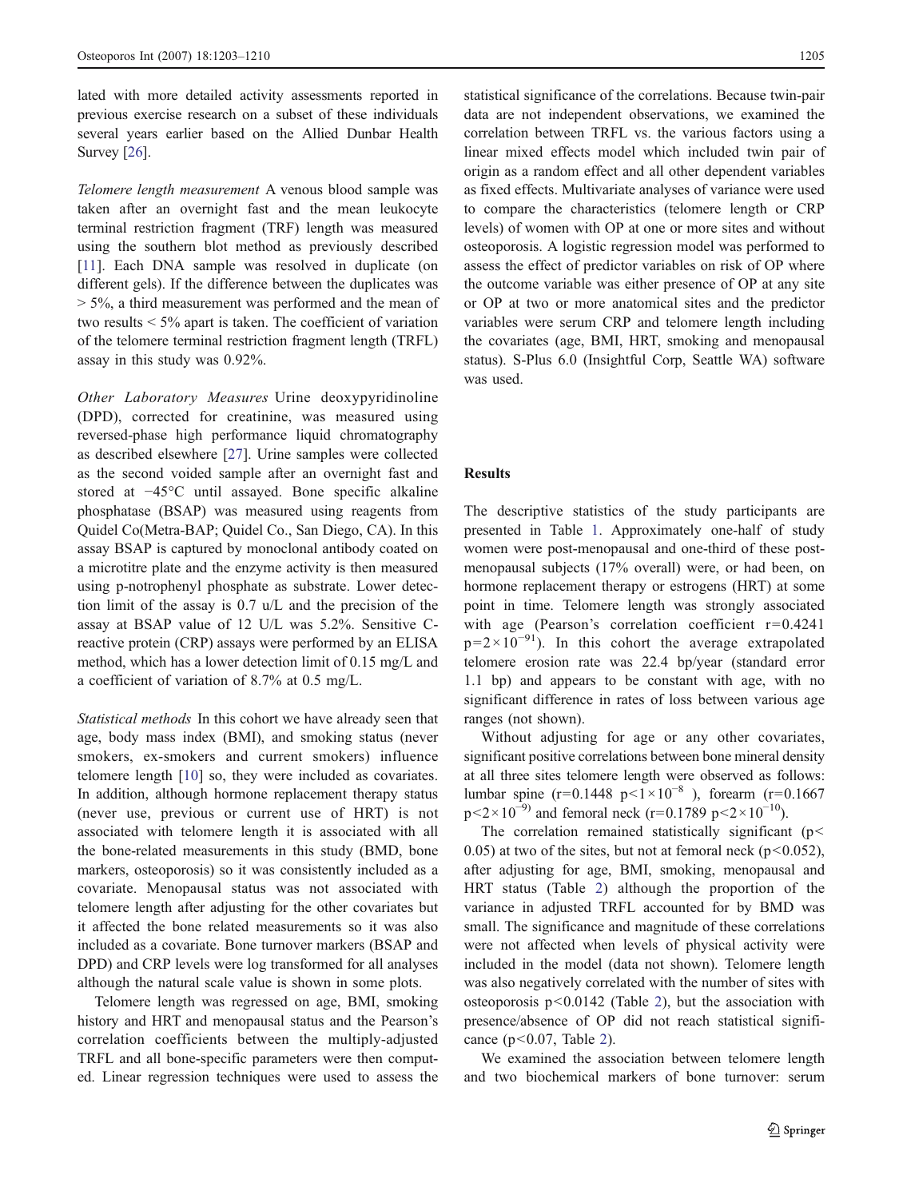lated with more detailed activity assessments reported in previous exercise research on a subset of these individuals several years earlier based on the Allied Dunbar Health Survey [26].

*Telomere length measurement* A venous blood sample was taken after an overnight fast and the mean leukocyte terminal restriction fragment (TRF) length was measured using the southern blot method as previously described [11]. Each DNA sample was resolved in duplicate (on different gels). If the difference between the duplicates was > 5%, a third measurement was performed and the mean of two results < 5% apart is taken. The coefficient of variation of the telomere terminal restriction fragment length (TRFL) assay in this study was 0.92%.

*Other Laboratory Measures* Urine deoxypyridinoline (DPD), corrected for creatinine, was measured using reversed-phase high performance liquid chromatography as described elsewhere [27]. Urine samples were collected as the second voided sample after an overnight fast and stored at −45°C until assayed. Bone specific alkaline phosphatase (BSAP) was measured using reagents from Quidel Co(Metra-BAP; Quidel Co., San Diego, CA). In this assay BSAP is captured by monoclonal antibody coated on a microtitre plate and the enzyme activity is then measured using p-notrophenyl phosphate as substrate. Lower detection limit of the assay is 0.7 u/L and the precision of the assay at BSAP value of 12 U/L was 5.2%. Sensitive C-reactive protein (CRP) assays were performed by an ELISA method, which has a lower detection limit of 0.15 mg/L and a coefficient of variation of 8.7% at 0.5 mg/L.

*Statistical methods* In this cohort we have already seen that age, body mass index (BMI), and smoking status (never smokers, ex-smokers and current smokers) influence telomere length [10] so, they were included as covariates. In addition, although hormone replacement therapy status (never use, previous or current use of HRT) is not associated with telomere length it is associated with all the bone-related measurements in this study (BMD, bone markers, osteoporosis) so it was consistently included as a covariate. Menopausal status was not associated with telomere length after adjusting for the other covariates but it affected the bone related measurements so it was also included as a covariate. Bone turnover markers (BSAP and DPD) and CRP levels were log transformed for all analyses although the natural scale value is shown in some plots.

Telomere length was regressed on age, BMI, smoking history and HRT and menopausal status and the Pearson's correlation coefficients between the multiply-adjusted TRFL and all bone-specific parameters were then computed. Linear regression techniques were used to assess the statistical significance of the correlations. Because twin-pair data are not independent observations, we examined the correlation between TRFL vs. the various factors using a linear mixed effects model which included twin pair of origin as a random effect and all other dependent variables as fixed effects. Multivariate analyses of variance were used to compare the characteristics (telomere length or CRP levels) of women with OP at one or more sites and without osteoporosis. A logistic regression model was performed to assess the effect of predictor variables on risk of OP where the outcome variable was either presence of OP at any site or OP at two or more anatomical sites and the predictor variables were serum CRP and telomere length including the covariates (age, BMI, HRT, smoking and menopausal status). S-Plus 6.0 (Insightful Corp, Seattle WA) software was used.

## Results

The descriptive statistics of the study participants are presented in Table 1. Approximately one-half of study women were post-menopausal and one-third of these post-menopausal subjects (17% overall) were, or had been, on hormone replacement therapy or estrogens (HRT) at some point in time. Telomere length was strongly associated with age (Pearson's correlation coefficient $r=0.4241$ $p=2\times10^{-91}$). In this cohort the average extrapolated telomere erosion rate was 22.4 bp/year (standard error 1.1 bp) and appears to be constant with age, with no significant difference in rates of loss between various age ranges (not shown).

Without adjusting for age or any other covariates, significant positive correlations between bone mineral density at all three sites telomere length were observed as follows: lumbar spine ($r=0.1448$ $p<1\times10^{-8}$ ), forearm ($r=0.1667$ $p<2\times10^{-9}$) and femoral neck ($r=0.1789$ $p<2\times10^{-10}$).

The correlation remained statistically significant ($p<0.05$) at two of the sites, but not at femoral neck ($p<0.052$), after adjusting for age, BMI, smoking, menopausal and HRT status (Table 2) although the proportion of the variance in adjusted TRFL accounted for by BMD was small. The significance and magnitude of these correlations were not affected when levels of physical activity were included in the model (data not shown). Telomere length was also negatively correlated with the number of sites with osteoporosis $p<0.0142$ (Table 2), but the association with presence/absence of OP did not reach statistical significance ($p<0.07$, Table 2).

We examined the association between telomere length and two biochemical markers of bone turnover: serum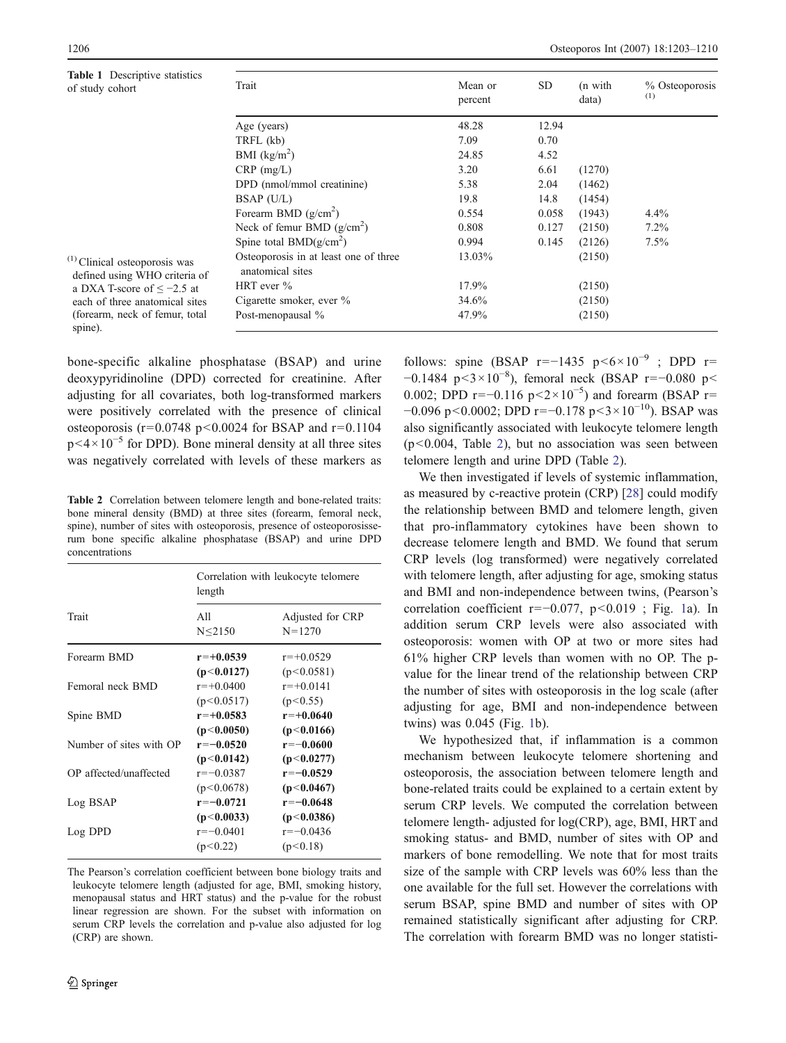**Table 1** Descriptive statistics of study cohort

| Trait | Mean or percent | SD | (n with data) | % Osteoporosis [(1)] |
|---|---|---|---|---|
| Age (years) | 48.28 | 12.94 | | |
| TRFL (kb) | 7.09 | 0.70 | | |
| BMI ($kg/m^2$) | 24.85 | 4.52 | | |
| CRP (mg/L) | 3.20 | 6.61 | (1270) | |
| DPD (nmol/mmol creatinine) | 5.38 | 2.04 | (1462) | |
| BSAP (U/L) | 19.8 | 14.8 | (1454) | |
| Forearm BMD ($g/cm^2$) | 0.554 | 0.058 | (1943) | 4.4% |
| Neck of femur BMD ($g/cm^2$) | 0.808 | 0.127 | (2150) | 7.2% |
| Spine total BMD($g/cm^2$) | 0.994 | 0.145 | (2126) | 7.5% |
| Osteoporosis in at least one of three anatomical sites | 13.03% | | (2150) | |
| HRT ever % | 17.9% | | (2150) | |
| Cigarette smoker, ever % | 34.6% | | (2150) | |
| Post-menopausal % | 47.9% | | (2150) | |

[(1)] Clinical osteoporosis was defined using WHO criteria of a DXA T-score of ≤ −2.5 at each of three anatomical sites (forearm, neck of femur, total spine).

bone-specific alkaline phosphatase (BSAP) and urine deoxypyridinoline (DPD) corrected for creatinine. After adjusting for all covariates, both log-transformed markers were positively correlated with the presence of clinical osteoporosis ($r=0.0748$ $p<0.0024$ for BSAP and $r=0.1104$ $p<4\times10^{-5}$ for DPD). Bone mineral density at all three sites was negatively correlated with levels of these markers as follows: spine (BSAP $r=-1435$ $p<6\times10^{-9}$ ; DPD $r=-0.1484$ $p<3\times10^{-8}$), femoral neck (BSAP $r=-0.080$ $p<0.002$; DPD $r=-0.116$ $p<2\times10^{-5}$) and forearm (BSAP $r=-0.096$ $p<0.0002$; DPD $r=-0.178$ $p<3\times10^{-10}$). BSAP was also significantly associated with leukocyte telomere length ($p<0.004$, Table 2), but no association was seen between telomere length and urine DPD (Table 2).

**Table 2** Correlation between telomere length and bone-related traits: bone mineral density (BMD) at three sites (forearm, femoral neck, spine), number of sites with osteoporosis, presence of osteoporosisserum bone specific alkaline phosphatase (BSAP) and urine DPD concentrations

| Trait | Correlation with leukocyte telomere length | |
|---|---|---|
| | All N≤2150 | Adjusted for CRP N=1270 |
| Forearm BMD | **r=+0.0539 (p<0.0127)** | r=+0.0529 (p<0.0581) |
| Femoral neck BMD | r=+0.0400 (p<0.0517) | r=+0.0141 (p<0.55) |
| Spine BMD | **r=+0.0583 (p<0.0050)** | **r=+0.0640 (p<0.0166)** |
| Number of sites with OP | **r=−0.0520 (p<0.0142)** | **r=−0.0600 (p<0.0277)** |
| OP affected/unaffected | r=−0.0387 (p<0.0678) | **r=−0.0529 (p<0.0467)** |
| Log BSAP | **r=−0.0721 (p<0.0033)** | **r=−0.0648 (p<0.0386)** |
| Log DPD | r=−0.0401 (p<0.22) | r=−0.0436 (p<0.18) |

The Pearson's correlation coefficient between bone biology traits and leukocyte telomere length (adjusted for age, BMI, smoking history, menopausal status and HRT status) and the p-value for the robust linear regression are shown. For the subset with information on serum CRP levels the correlation and p-value also adjusted for log (CRP) are shown.

We then investigated if levels of systemic inflammation, as measured by c-reactive protein (CRP) [28] could modify the relationship between BMD and telomere length, given that pro-inflammatory cytokines have been shown to decrease telomere length and BMD. We found that serum CRP levels (log transformed) were negatively correlated with telomere length, after adjusting for age, smoking status and BMI and non-independence between twins, (Pearson's correlation coefficient $r=-0.077$, $p<0.019$ ; Fig. 1a). In addition serum CRP levels were also associated with osteoporosis: women with OP at two or more sites had 61% higher CRP levels than women with no OP. The p-value for the linear trend of the relationship between CRP the number of sites with osteoporosis in the log scale (after adjusting for age, BMI and non-independence between twins) was 0.045 (Fig. 1b).

We hypothesized that, if inflammation is a common mechanism between leukocyte telomere shortening and osteoporosis, the association between telomere length and bone-related traits could be explained to a certain extent by serum CRP levels. We computed the correlation between telomere length- adjusted for log(CRP), age, BMI, HRT and smoking status- and BMD, number of sites with OP and markers of bone remodelling. We note that for most traits size of the sample with CRP levels was 60% less than the one available for the full set. However the correlations with serum BSAP, spine BMD and number of sites with OP remained statistically significant after adjusting for CRP. The correlation with forearm BMD was no longer statisti-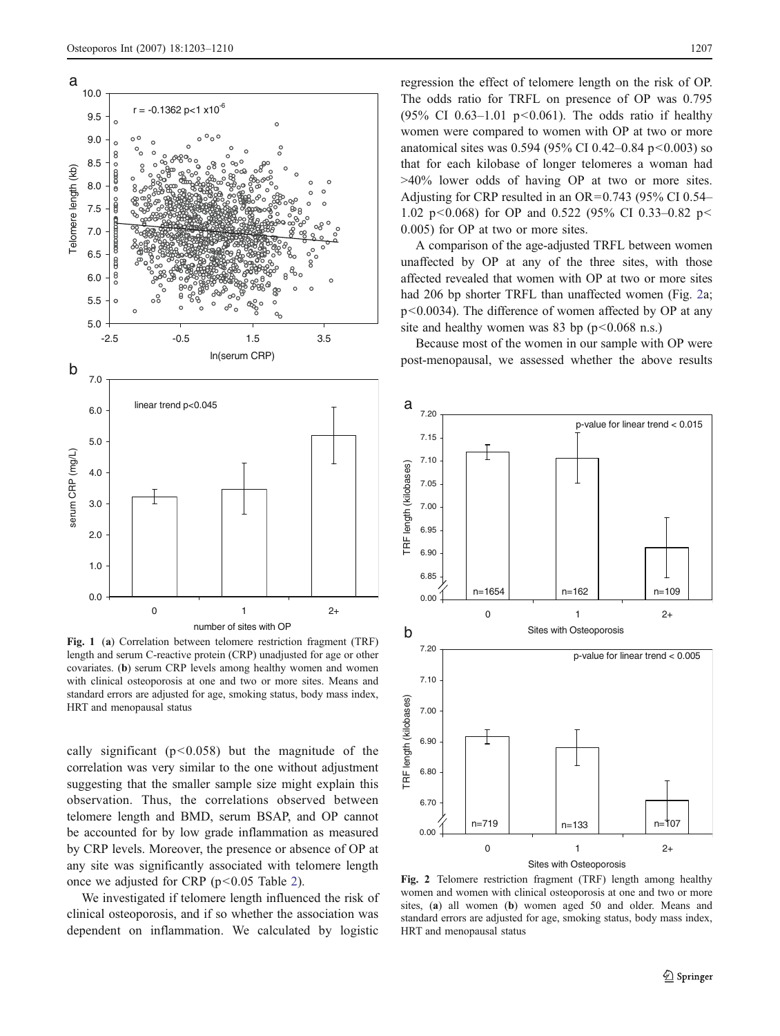Fig. 1 (**a**) Correlation between telomere restriction fragment (TRF) length and serum C-reactive protein (CRP) unadjusted for age or other covariates. (**b**) serum CRP levels among healthy women and women with clinical osteoporosis at one and two or more sites. Means and standard errors are adjusted for age, smoking status, body mass index, HRT and menopausal status

cally significant ($p<0.058$) but the magnitude of the correlation was very similar to the one without adjustment suggesting that the smaller sample size might explain this observation. Thus, the correlations observed between telomere length and BMD, serum BSAP, and OP cannot be accounted for by low grade inflammation as measured by CRP levels. Moreover, the presence or absence of OP at any site was significantly associated with telomere length once we adjusted for CRP ($p<0.05$ Table 2).

We investigated if telomere length influenced the risk of clinical osteoporosis, and if so whether the association was dependent on inflammation. We calculated by logistic regression the effect of telomere length on the risk of OP. The odds ratio for TRFL on presence of OP was 0.795 (95% CI 0.63–1.01 $p<0.061$). The odds ratio if healthy women were compared to women with OP at two or more anatomical sites was 0.594 (95% CI 0.42–0.84 $p<0.003$) so that for each kilobase of longer telomeres a woman had >40% lower odds of having OP at two or more sites. Adjusting for CRP resulted in an OR=0.743 (95% CI 0.54–1.02 $p<0.068$) for OP and 0.522 (95% CI 0.33–0.82 $p<0.005$) for OP at two or more sites.

A comparison of the age-adjusted TRFL between women unaffected by OP at any of the three sites, with those affected revealed that women with OP at two or more sites had 206 bp shorter TRFL than unaffected women (Fig. 2a; $p<0.0034$). The difference of women affected by OP at any site and healthy women was 83 bp ($p<0.068$ n.s.)

Because most of the women in our sample with OP were post-menopausal, we assessed whether the above results

Fig. 2 Telomere restriction fragment (TRF) length among healthy women and women with clinical osteoporosis at one and two or more sites, (**a**) all women (**b**) women aged 50 and older. Means and standard errors are adjusted for age, smoking status, body mass index, HRT and menopausal status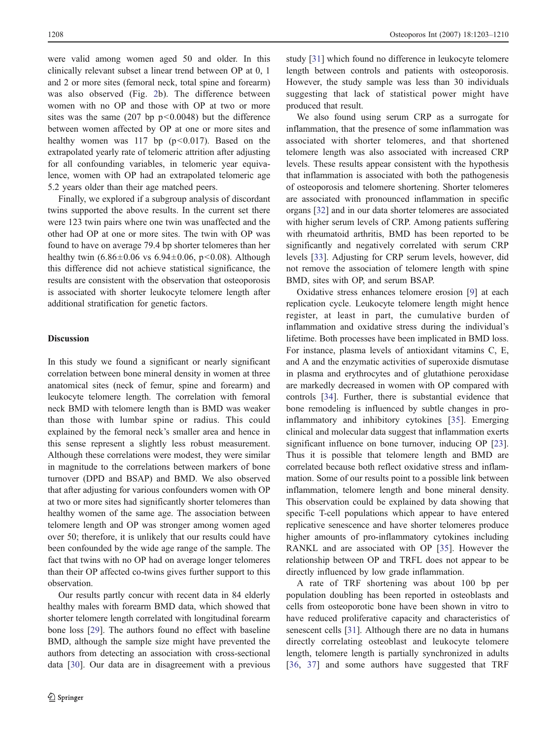were valid among women aged 50 and older. In this clinically relevant subset a linear trend between OP at 0, 1 and 2 or more sites (femoral neck, total spine and forearm) was also observed (Fig. 2b). The difference between women with no OP and those with OP at two or more sites was the same (207 bp $p<0.0048$) but the difference between women affected by OP at one or more sites and healthy women was 117 bp ($p<0.017$). Based on the extrapolated yearly rate of telomeric attrition after adjusting for all confounding variables, in telomeric year equivalence, women with OP had an extrapolated telomeric age 5.2 years older than their age matched peers.

Finally, we explored if a subgroup analysis of discordant twins supported the above results. In the current set there were 123 twin pairs where one twin was unaffected and the other had OP at one or more sites. The twin with OP was found to have on average 79.4 bp shorter telomeres than her healthy twin ($6.86\pm0.06$ vs $6.94\pm0.06$, $p<0.08$). Although this difference did not achieve statistical significance, the results are consistent with the observation that osteoporosis is associated with shorter leukocyte telomere length after additional stratification for genetic factors.

## Discussion

In this study we found a significant or nearly significant correlation between bone mineral density in women at three anatomical sites (neck of femur, spine and forearm) and leukocyte telomere length. The correlation with femoral neck BMD with telomere length than is BMD was weaker than those with lumbar spine or radius. This could explained by the femoral neck's smaller area and hence in this sense represent a slightly less robust measurement. Although these correlations were modest, they were similar in magnitude to the correlations between markers of bone turnover (DPD and BSAP) and BMD. We also observed that after adjusting for various confounders women with OP at two or more sites had significantly shorter telomeres than healthy women of the same age. The association between telomere length and OP was stronger among women aged over 50; therefore, it is unlikely that our results could have been confounded by the wide age range of the sample. The fact that twins with no OP had on average longer telomeres than their OP affected co-twins gives further support to this observation.

Our results partly concur with recent data in 84 elderly healthy males with forearm BMD data, which showed that shorter telomere length correlated with longitudinal forearm bone loss [29]. The authors found no effect with baseline BMD, although the sample size might have prevented the authors from detecting an association with cross-sectional data [30]. Our data are in disagreement with a previous study [31] which found no difference in leukocyte telomere length between controls and patients with osteoporosis. However, the study sample was less than 30 individuals suggesting that lack of statistical power might have produced that result.

We also found using serum CRP as a surrogate for inflammation, that the presence of some inflammation was associated with shorter telomeres, and that shortened telomere length was also associated with increased CRP levels. These results appear consistent with the hypothesis that inflammation is associated with both the pathogenesis of osteoporosis and telomere shortening. Shorter telomeres are associated with pronounced inflammation in specific organs [32] and in our data shorter telomeres are associated with higher serum levels of CRP. Among patients suffering with rheumatoid arthritis, BMD has been reported to be significantly and negatively correlated with serum CRP levels [33]. Adjusting for CRP serum levels, however, did not remove the association of telomere length with spine BMD, sites with OP, and serum BSAP.

Oxidative stress enhances telomere erosion [9] at each replication cycle. Leukocyte telomere length might hence register, at least in part, the cumulative burden of inflammation and oxidative stress during the individual's lifetime. Both processes have been implicated in BMD loss. For instance, plasma levels of antioxidant vitamins C, E, and A and the enzymatic activities of superoxide dismutase in plasma and erythrocytes and of glutathione peroxidase are markedly decreased in women with OP compared with controls [34]. Further, there is substantial evidence that bone remodeling is influenced by subtle changes in pro-inflammatory and inhibitory cytokines [35]. Emerging clinical and molecular data suggest that inflammation exerts significant influence on bone turnover, inducing OP [23]. Thus it is possible that telomere length and BMD are correlated because both reflect oxidative stress and inflammation. Some of our results point to a possible link between inflammation, telomere length and bone mineral density. This observation could be explained by data showing that specific T-cell populations which appear to have entered replicative senescence and have shorter telomeres produce higher amounts of pro-inflammatory cytokines including RANKL and are associated with OP [35]. However the relationship between OP and TRFL does not appear to be directly influenced by low grade inflammation.

A rate of TRF shortening was about 100 bp per population doubling has been reported in osteoblasts and cells from osteoporotic bone have been shown in vitro to have reduced proliferative capacity and characteristics of senescent cells [31]. Although there are no data in humans directly correlating osteoblast and leukocyte telomere length, telomere length is partially synchronized in adults [36, 37] and some authors have suggested that TRF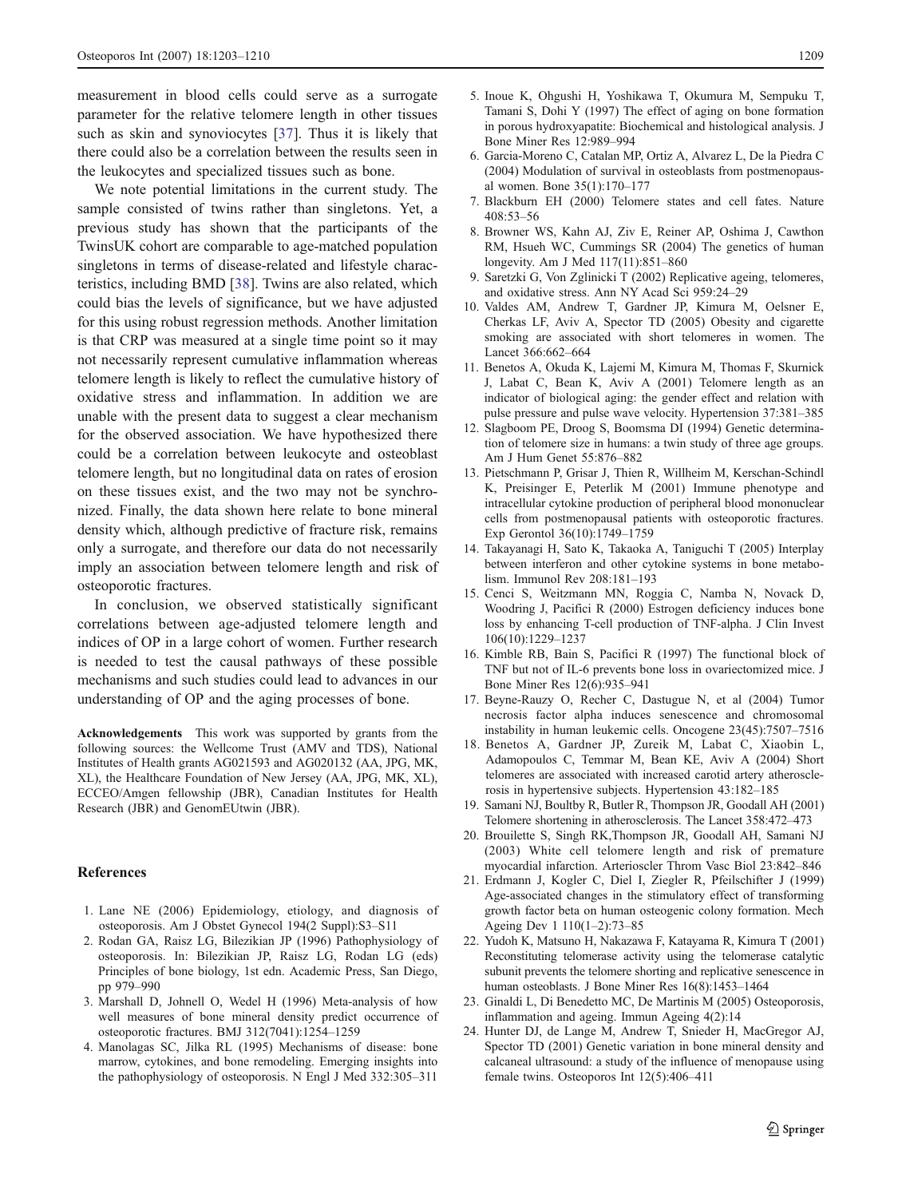measurement in blood cells could serve as a surrogate parameter for the relative telomere length in other tissues such as skin and synoviocytes [37]. Thus it is likely that there could also be a correlation between the results seen in the leukocytes and specialized tissues such as bone.

We note potential limitations in the current study. The sample consisted of twins rather than singletons. Yet, a previous study has shown that the participants of the TwinsUK cohort are comparable to age-matched population singletons in terms of disease-related and lifestyle characteristics, including BMD [38]. Twins are also related, which could bias the levels of significance, but we have adjusted for this using robust regression methods. Another limitation is that CRP was measured at a single time point so it may not necessarily represent cumulative inflammation whereas telomere length is likely to reflect the cumulative history of oxidative stress and inflammation. In addition we are unable with the present data to suggest a clear mechanism for the observed association. We have hypothesized there could be a correlation between leukocyte and osteoblast telomere length, but no longitudinal data on rates of erosion on these tissues exist, and the two may not be synchronized. Finally, the data shown here relate to bone mineral density which, although predictive of fracture risk, remains only a surrogate, and therefore our data do not necessarily imply an association between telomere length and risk of osteoporotic fractures.

In conclusion, we observed statistically significant correlations between age-adjusted telomere length and indices of OP in a large cohort of women. Further research is needed to test the causal pathways of these possible mechanisms and such studies could lead to advances in our understanding of OP and the aging processes of bone.

**Acknowledgements** This work was supported by grants from the following sources: the Wellcome Trust (AMV and TDS), National Institutes of Health grants AG021593 and AG020132 (AA, JPG, MK, XL), the Healthcare Foundation of New Jersey (AA, JPG, MK, XL), ECCEO/Amgen fellowship (JBR), Canadian Institutes for Health Research (JBR) and GenomEUtwin (JBR).

## References

1. Lane NE (2006) Epidemiology, etiology, and diagnosis of osteoporosis. Am J Obstet Gynecol 194(2 Suppl):S3–S11
2. Rodan GA, Raisz LG, Bilezikian JP (1996) Pathophysiology of osteoporosis. In: Bilezikian JP, Raisz LG, Rodan LG (eds) Principles of bone biology, 1st edn. Academic Press, San Diego, pp 979–990
3. Marshall D, Johnell O, Wedel H (1996) Meta-analysis of how well measures of bone mineral density predict occurrence of osteoporotic fractures. BMJ 312(7041):1254–1259
4. Manolagas SC, Jilka RL (1995) Mechanisms of disease: bone marrow, cytokines, and bone remodeling. Emerging insights into the pathophysiology of osteoporosis. N Engl J Med 332:305–311
5. Inoue K, Ohgushi H, Yoshikawa T, Okumura M, Sempuku T, Tamani S, Dohi Y (1997) The effect of aging on bone formation in porous hydroxyapatite: Biochemical and histological analysis. J Bone Miner Res 12:989–994
6. Garcia-Moreno C, Catalan MP, Ortiz A, Alvarez L, De la Piedra C (2004) Modulation of survival in osteoblasts from postmenopausal women. Bone 35(1):170–177
7. Blackburn EH (2000) Telomere states and cell fates. Nature 408:53–56
8. Browner WS, Kahn AJ, Ziv E, Reiner AP, Oshima J, Cawthon RM, Hsueh WC, Cummings SR (2004) The genetics of human longevity. Am J Med 117(11):851–860
9. Saretzki G, Von Zglinicki T (2002) Replicative ageing, telomeres, and oxidative stress. Ann NY Acad Sci 959:24–29
10. Valdes AM, Andrew T, Gardner JP, Kimura M, Oelsner E, Cherkas LF, Aviv A, Spector TD (2005) Obesity and cigarette smoking are associated with short telomeres in women. The Lancet 366:662–664
11. Benetos A, Okuda K, Lajemi M, Kimura M, Thomas F, Skurnick J, Labat C, Bean K, Aviv A (2001) Telomere length as an indicator of biological aging: the gender effect and relation with pulse pressure and pulse wave velocity. Hypertension 37:381–385
12. Slagboom PE, Droog S, Boomsma DI (1994) Genetic determination of telomere size in humans: a twin study of three age groups. Am J Hum Genet 55:876–882
13. Pietschmann P, Grisar J, Thien R, Willheim M, Kerschan-Schindl K, Preisinger E, Peterlik M (2001) Immune phenotype and intracellular cytokine production of peripheral blood mononuclear cells from postmenopausal patients with osteoporotic fractures. Exp Gerontol 36(10):1749–1759
14. Takayanagi H, Sato K, Takaoka A, Taniguchi T (2005) Interplay between interferon and other cytokine systems in bone metabolism. Immunol Rev 208:181–193
15. Cenci S, Weitzmann MN, Roggia C, Namba N, Novack D, Woodring J, Pacifici R (2000) Estrogen deficiency induces bone loss by enhancing T-cell production of TNF-alpha. J Clin Invest 106(10):1229–1237
16. Kimble RB, Bain S, Pacifici R (1997) The functional block of TNF but not of IL-6 prevents bone loss in ovariectomized mice. J Bone Miner Res 12(6):935–941
17. Beyne-Rauzy O, Recher C, Dastugue N, et al (2004) Tumor necrosis factor alpha induces senescence and chromosomal instability in human leukemic cells. Oncogene 23(45):7507–7516
18. Benetos A, Gardner JP, Zureik M, Labat C, Xiaobin L, Adamopoulos C, Temmar M, Bean KE, Aviv A (2004) Short telomeres are associated with increased carotid artery atherosclerosis in hypertensive subjects. Hypertension 43:182–185
19. Samani NJ, Boultby R, Butler R, Thompson JR, Goodall AH (2001) Telomere shortening in atherosclerosis. The Lancet 358:472–473
20. Brouilette S, Singh RK,Thompson JR, Goodall AH, Samani NJ (2003) White cell telomere length and risk of premature myocardial infarction. Arterioscler Throm Vasc Biol 23:842–846
21. Erdmann J, Kogler C, Diel I, Ziegler R, Pfeilschifter J (1999) Age-associated changes in the stimulatory effect of transforming growth factor beta on human osteogenic colony formation. Mech Ageing Dev 1 110(1–2):73–85
22. Yudoh K, Matsuno H, Nakazawa F, Katayama R, Kimura T (2001) Reconstituting telomerase activity using the telomerase catalytic subunit prevents the telomere shorting and replicative senescence in human osteoblasts. J Bone Miner Res 16(8):1453–1464
23. Ginaldi L, Di Benedetto MC, De Martinis M (2005) Osteoporosis, inflammation and ageing. Immun Ageing 4(2):14
24. Hunter DJ, de Lange M, Andrew T, Snieder H, MacGregor AJ, Spector TD (2001) Genetic variation in bone mineral density and calcaneal ultrasound: a study of the influence of menopause using female twins. Osteoporos Int 12(5):406–411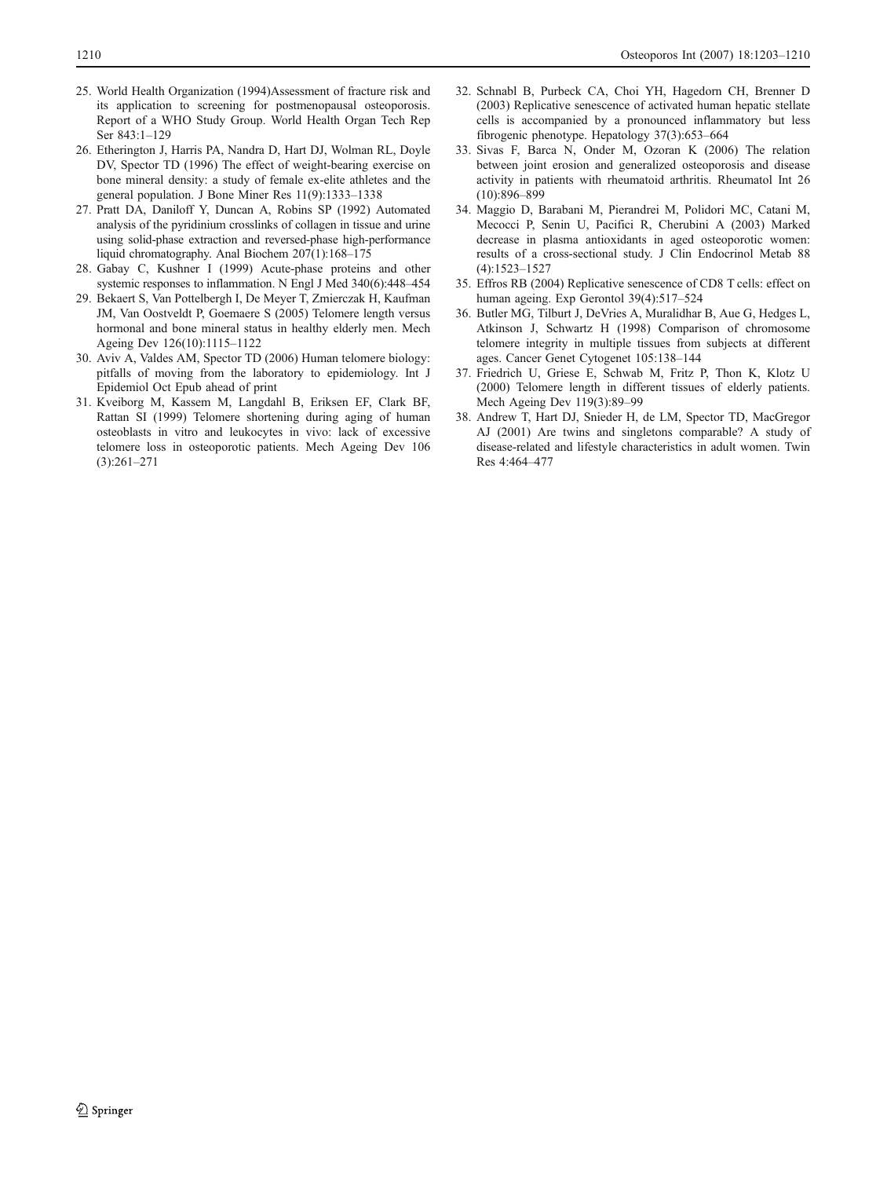25. World Health Organization (1994)Assessment of fracture risk and its application to screening for postmenopausal osteoporosis. Report of a WHO Study Group. World Health Organ Tech Rep Ser 843:1–129
26. Etherington J, Harris PA, Nandra D, Hart DJ, Wolman RL, Doyle DV, Spector TD (1996) The effect of weight-bearing exercise on bone mineral density: a study of female ex-elite athletes and the general population. J Bone Miner Res 11(9):1333–1338
27. Pratt DA, Daniloff Y, Duncan A, Robins SP (1992) Automated analysis of the pyridinium crosslinks of collagen in tissue and urine using solid-phase extraction and reversed-phase high-performance liquid chromatography. Anal Biochem 207(1):168–175
28. Gabay C, Kushner I (1999) Acute-phase proteins and other systemic responses to inflammation. N Engl J Med 340(6):448–454
29. Bekaert S, Van Pottelbergh I, De Meyer T, Zmierczak H, Kaufman JM, Van Oostveldt P, Goemaere S (2005) Telomere length versus hormonal and bone mineral status in healthy elderly men. Mech Ageing Dev 126(10):1115–1122
30. Aviv A, Valdes AM, Spector TD (2006) Human telomere biology: pitfalls of moving from the laboratory to epidemiology. Int J Epidemiol Oct Epub ahead of print
31. Kveiborg M, Kassem M, Langdahl B, Eriksen EF, Clark BF, Rattan SI (1999) Telomere shortening during aging of human osteoblasts in vitro and leukocytes in vivo: lack of excessive telomere loss in osteoporotic patients. Mech Ageing Dev 106 (3):261–271
32. Schnabl B, Purbeck CA, Choi YH, Hagedorn CH, Brenner D (2003) Replicative senescence of activated human hepatic stellate cells is accompanied by a pronounced inflammatory but less fibrogenic phenotype. Hepatology 37(3):653–664
33. Sivas F, Barca N, Onder M, Ozoran K (2006) The relation between joint erosion and generalized osteoporosis and disease activity in patients with rheumatoid arthritis. Rheumatol Int 26 (10):896–899
34. Maggio D, Barabani M, Pierandrei M, Polidori MC, Catani M, Mecocci P, Senin U, Pacifici R, Cherubini A (2003) Marked decrease in plasma antioxidants in aged osteoporotic women: results of a cross-sectional study. J Clin Endocrinol Metab 88 (4):1523–1527
35. Effros RB (2004) Replicative senescence of CD8 T cells: effect on human ageing. Exp Gerontol 39(4):517–524
36. Butler MG, Tilburt J, DeVries A, Muralidhar B, Aue G, Hedges L, Atkinson J, Schwartz H (1998) Comparison of chromosome telomere integrity in multiple tissues from subjects at different ages. Cancer Genet Cytogenet 105:138–144
37. Friedrich U, Griese E, Schwab M, Fritz P, Thon K, Klotz U (2000) Telomere length in different tissues of elderly patients. Mech Ageing Dev 119(3):89–99
38. Andrew T, Hart DJ, Snieder H, de LM, Spector TD, MacGregor AJ (2001) Are twins and singletons comparable? A study of disease-related and lifestyle characteristics in adult women. Twin Res 4:464–477